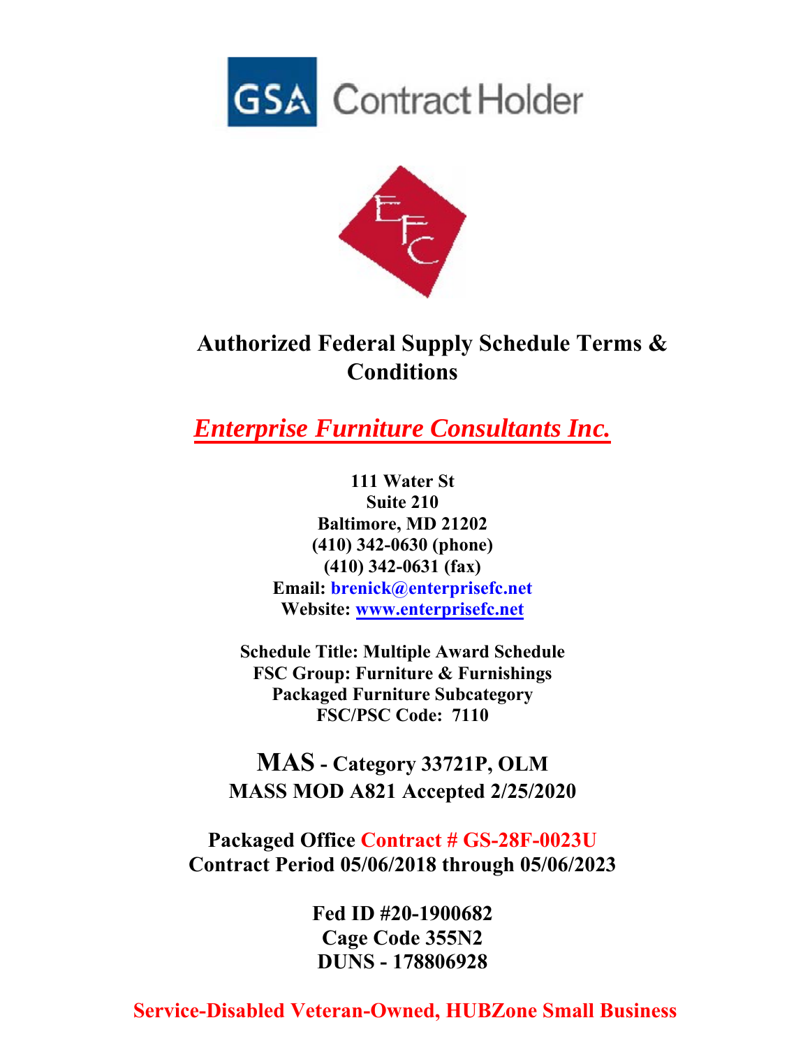GSA Contract Holder

EFC

# Authorized Federal Supply Schedule Terms & Conditions

## *Enterprise Furniture Consultants Inc.*

**111 Water St**
**Suite 210**
**Baltimore, MD 21202**
**(410) 342-0630 (phone)**
**(410) 342-0631 (fax)**
**Email: brenick@enterprisefc.net**
**Website: www.enterprisefc.net**

**Schedule Title: Multiple Award Schedule**
**FSC Group: Furniture & Furnishings**
**Packaged Furniture Subcategory**
**FSC/PSC Code: 7110**

**MAS - Category 33721P, OLM**
**MASS MOD A821 Accepted 2/25/2020**

**Packaged Office Contract # GS-28F-0023U**
**Contract Period 05/06/2018 through 05/06/2023**

**Fed ID #20-1900682**
**Cage Code 355N2**
**DUNS - 178806928**

**Service-Disabled Veteran-Owned, HUBZone Small Business**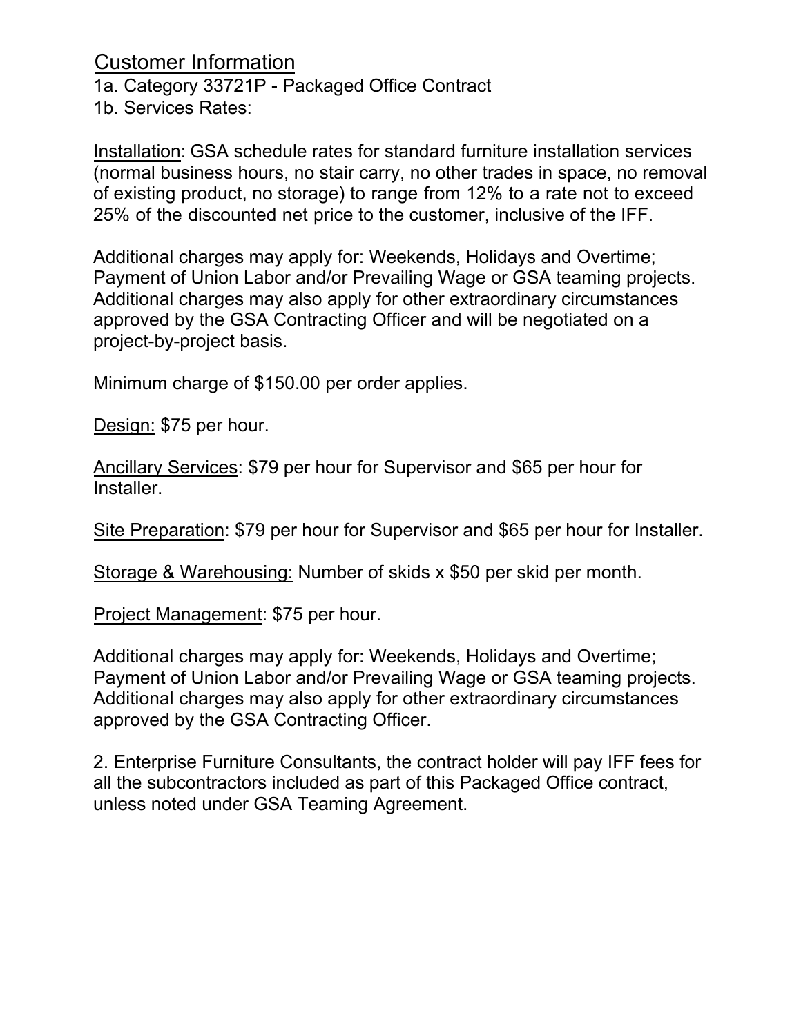## Customer Information

1a. Category 33721P - Packaged Office Contract
1b. Services Rates:

Installation: GSA schedule rates for standard furniture installation services (normal business hours, no stair carry, no other trades in space, no removal of existing product, no storage) to range from 12% to a rate not to exceed 25% of the discounted net price to the customer, inclusive of the IFF.

Additional charges may apply for: Weekends, Holidays and Overtime; Payment of Union Labor and/or Prevailing Wage or GSA teaming projects. Additional charges may also apply for other extraordinary circumstances approved by the GSA Contracting Officer and will be negotiated on a project-by-project basis.

Minimum charge of $150.00 per order applies.

Design: $75 per hour.

Ancillary Services: $79 per hour for Supervisor and $65 per hour for Installer.

Site Preparation: $79 per hour for Supervisor and $65 per hour for Installer.

Storage & Warehousing: Number of skids x $50 per skid per month.

Project Management: $75 per hour.

Additional charges may apply for: Weekends, Holidays and Overtime; Payment of Union Labor and/or Prevailing Wage or GSA teaming projects. Additional charges may also apply for other extraordinary circumstances approved by the GSA Contracting Officer.

2. Enterprise Furniture Consultants, the contract holder will pay IFF fees for all the subcontractors included as part of this Packaged Office contract, unless noted under GSA Teaming Agreement.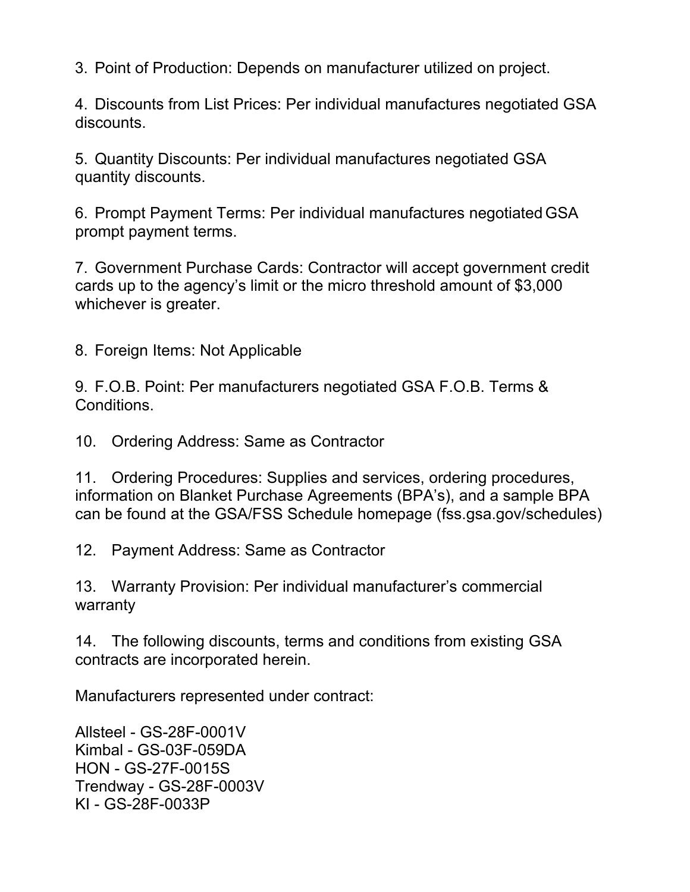3. Point of Production: Depends on manufacturer utilized on project.

4. Discounts from List Prices: Per individual manufactures negotiated GSA discounts.

5. Quantity Discounts: Per individual manufactures negotiated GSA quantity discounts.

6. Prompt Payment Terms: Per individual manufactures negotiated GSA prompt payment terms.

7. Government Purchase Cards: Contractor will accept government credit cards up to the agency's limit or the micro threshold amount of $3,000 whichever is greater.

8. Foreign Items: Not Applicable

9. F.O.B. Point: Per manufacturers negotiated GSA F.O.B. Terms & Conditions.

10. Ordering Address: Same as Contractor

11. Ordering Procedures: Supplies and services, ordering procedures, information on Blanket Purchase Agreements (BPA's), and a sample BPA can be found at the GSA/FSS Schedule homepage (fss.gsa.gov/schedules)

12. Payment Address: Same as Contractor

13. Warranty Provision: Per individual manufacturer's commercial warranty

14. The following discounts, terms and conditions from existing GSA contracts are incorporated herein.

Manufacturers represented under contract:

Allsteel - GS-28F-0001V
Kimbal - GS-03F-059DA
HON - GS-27F-0015S
Trendway - GS-28F-0003V
KI - GS-28F-0033P